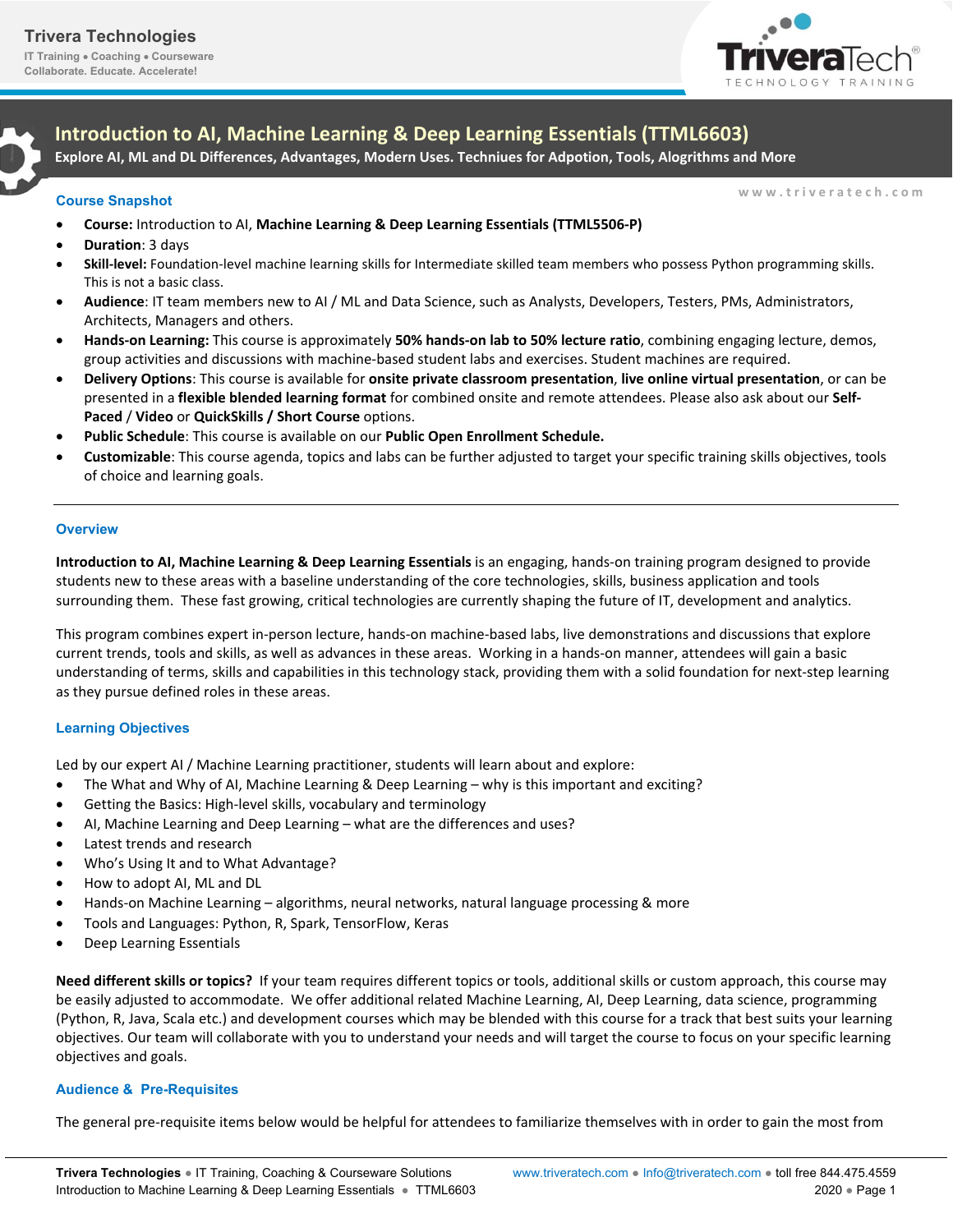Trivera Technologies
IT Training • Coaching • Courseware
Collaborate. Educate. Accelerate!

# Introduction to AI, Machine Learning & Deep Learning Essentials (TTML6603)

**Explore AI, ML and DL Differences, Advantages, Modern Uses. Techniues for Adpotion, Tools, Alogrithms and More**

www.triveratech.com

## Course Snapshot

- **Course:** Introduction to AI, **Machine Learning & Deep Learning Essentials (TTML5506-P)**
- **Duration**: 3 days
- **Skill-level:** Foundation-level machine learning skills for Intermediate skilled team members who possess Python programming skills. This is not a basic class.
- **Audience**: IT team members new to AI / ML and Data Science, such as Analysts, Developers, Testers, PMs, Administrators, Architects, Managers and others.
- **Hands-on Learning:** This course is approximately **50% hands-on lab to 50% lecture ratio**, combining engaging lecture, demos, group activities and discussions with machine-based student labs and exercises. Student machines are required.
- **Delivery Options**: This course is available for **onsite private classroom presentation**, **live online virtual presentation**, or can be presented in a **flexible blended learning format** for combined onsite and remote attendees. Please also ask about our **Self-Paced** / **Video** or **QuickSkills / Short Course** options.
- **Public Schedule**: This course is available on our **Public Open Enrollment Schedule.**
- **Customizable**: This course agenda, topics and labs can be further adjusted to target your specific training skills objectives, tools of choice and learning goals.

---

## Overview

**Introduction to AI, Machine Learning & Deep Learning Essentials** is an engaging, hands-on training program designed to provide students new to these areas with a baseline understanding of the core technologies, skills, business application and tools surrounding them. These fast growing, critical technologies are currently shaping the future of IT, development and analytics.

This program combines expert in-person lecture, hands-on machine-based labs, live demonstrations and discussions that explore current trends, tools and skills, as well as advances in these areas. Working in a hands-on manner, attendees will gain a basic understanding of terms, skills and capabilities in this technology stack, providing them with a solid foundation for next-step learning as they pursue defined roles in these areas.

## Learning Objectives

Led by our expert AI / Machine Learning practitioner, students will learn about and explore:

- The What and Why of AI, Machine Learning & Deep Learning – why is this important and exciting?
- Getting the Basics: High-level skills, vocabulary and terminology
- AI, Machine Learning and Deep Learning – what are the differences and uses?
- Latest trends and research
- Who's Using It and to What Advantage?
- How to adopt AI, ML and DL
- Hands-on Machine Learning – algorithms, neural networks, natural language processing & more
- Tools and Languages: Python, R, Spark, TensorFlow, Keras
- Deep Learning Essentials

**Need different skills or topics?** If your team requires different topics or tools, additional skills or custom approach, this course may be easily adjusted to accommodate. We offer additional related Machine Learning, AI, Deep Learning, data science, programming (Python, R, Java, Scala etc.) and development courses which may be blended with this course for a track that best suits your learning objectives. Our team will collaborate with you to understand your needs and will target the course to focus on your specific learning objectives and goals.

## Audience & Pre-Requisites

The general pre-requisite items below would be helpful for attendees to familiarize themselves with in order to gain the most from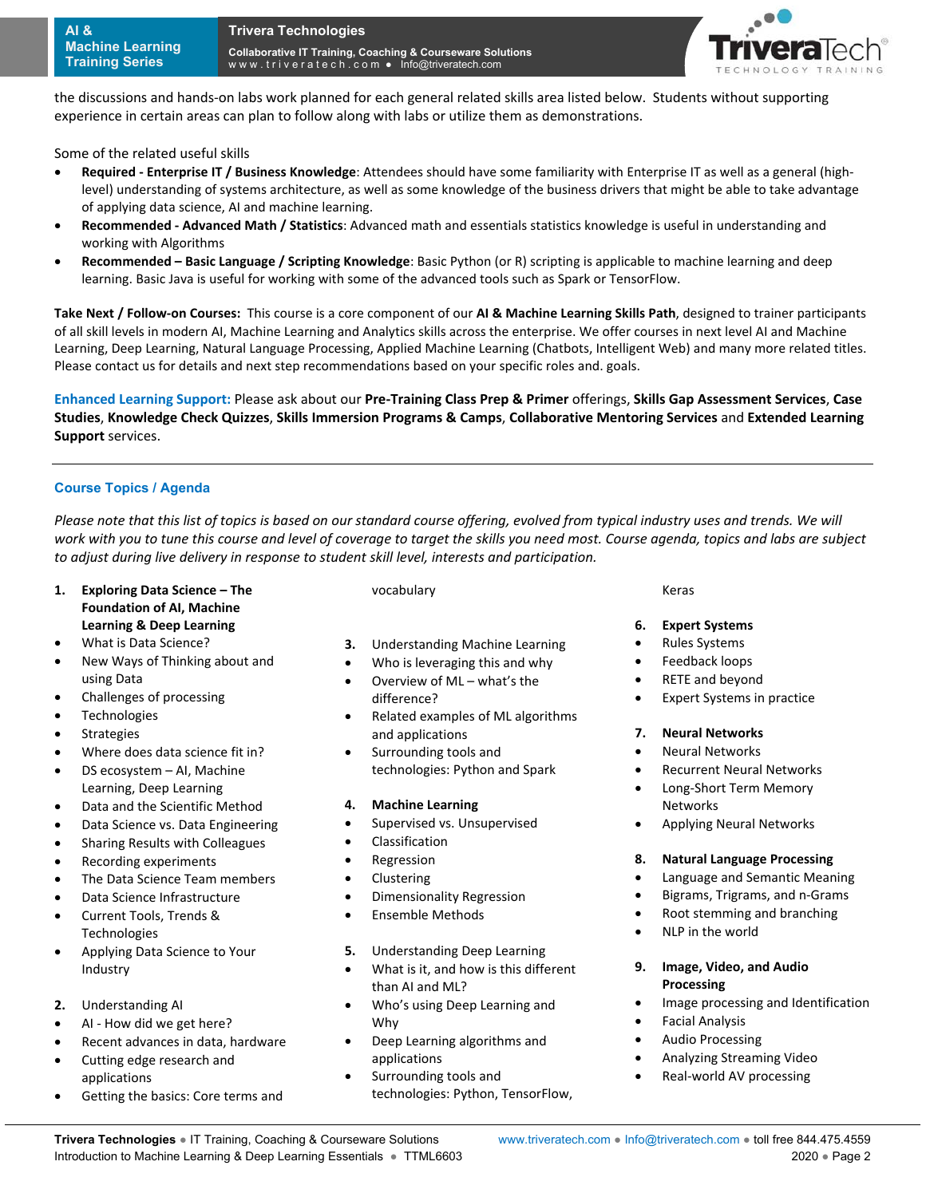the discussions and hands-on labs work planned for each general related skills area listed below. Students without supporting experience in certain areas can plan to follow along with labs or utilize them as demonstrations.

Some of the related useful skills

- **Required - Enterprise IT / Business Knowledge**: Attendees should have some familiarity with Enterprise IT as well as a general (high-level) understanding of systems architecture, as well as some knowledge of the business drivers that might be able to take advantage of applying data science, AI and machine learning.
- **Recommended - Advanced Math / Statistics**: Advanced math and essentials statistics knowledge is useful in understanding and working with Algorithms
- **Recommended – Basic Language / Scripting Knowledge**: Basic Python (or R) scripting is applicable to machine learning and deep learning. Basic Java is useful for working with some of the advanced tools such as Spark or TensorFlow.

**Take Next / Follow-on Courses:** This course is a core component of our **AI & Machine Learning Skills Path**, designed to trainer participants of all skill levels in modern AI, Machine Learning and Analytics skills across the enterprise. We offer courses in next level AI and Machine Learning, Deep Learning, Natural Language Processing, Applied Machine Learning (Chatbots, Intelligent Web) and many more related titles. Please contact us for details and next step recommendations based on your specific roles and. goals.

**Enhanced Learning Support:** Please ask about our **Pre-Training Class Prep & Primer** offerings, **Skills Gap Assessment Services**, **Case Studies**, **Knowledge Check Quizzes**, **Skills Immersion Programs & Camps**, **Collaborative Mentoring Services** and **Extended Learning Support** services.

---

## Course Topics / Agenda

*Please note that this list of topics is based on our standard course offering, evolved from typical industry uses and trends. We will work with you to tune this course and level of coverage to target the skills you need most. Course agenda, topics and labs are subject to adjust during live delivery in response to student skill level, interests and participation.*

1. **Exploring Data Science – The Foundation of AI, Machine Learning & Deep Learning**
   - What is Data Science?
   - New Ways of Thinking about and using Data
   - Challenges of processing
   - Technologies
   - Strategies
   - Where does data science fit in?
   - DS ecosystem – AI, Machine Learning, Deep Learning
   - Data and the Scientific Method
   - Data Science vs. Data Engineering
   - Sharing Results with Colleagues
   - Recording experiments
   - The Data Science Team members
   - Data Science Infrastructure
   - Current Tools, Trends & Technologies
   - Applying Data Science to Your Industry

2. Understanding AI
   - AI - How did we get here?
   - Recent advances in data, hardware
   - Cutting edge research and applications
   - Getting the basics: Core terms and vocabulary

3. Understanding Machine Learning
   - Who is leveraging this and why
   - Overview of ML – what's the difference?
   - Related examples of ML algorithms and applications
   - Surrounding tools and technologies: Python and Spark

4. **Machine Learning**
   - Supervised vs. Unsupervised
   - Classification
   - Regression
   - Clustering
   - Dimensionality Regression
   - Ensemble Methods

5. Understanding Deep Learning
   - What is it, and how is this different than AI and ML?
   - Who's using Deep Learning and Why
   - Deep Learning algorithms and applications
   - Surrounding tools and technologies: Python, TensorFlow, Keras

6. **Expert Systems**
   - Rules Systems
   - Feedback loops
   - RETE and beyond
   - Expert Systems in practice

7. **Neural Networks**
   - Neural Networks
   - Recurrent Neural Networks
   - Long-Short Term Memory Networks
   - Applying Neural Networks

8. **Natural Language Processing**
   - Language and Semantic Meaning
   - Bigrams, Trigrams, and n-Grams
   - Root stemming and branching
   - NLP in the world

9. **Image, Video, and Audio Processing**
   - Image processing and Identification
   - Facial Analysis
   - Audio Processing
   - Analyzing Streaming Video
   - Real-world AV processing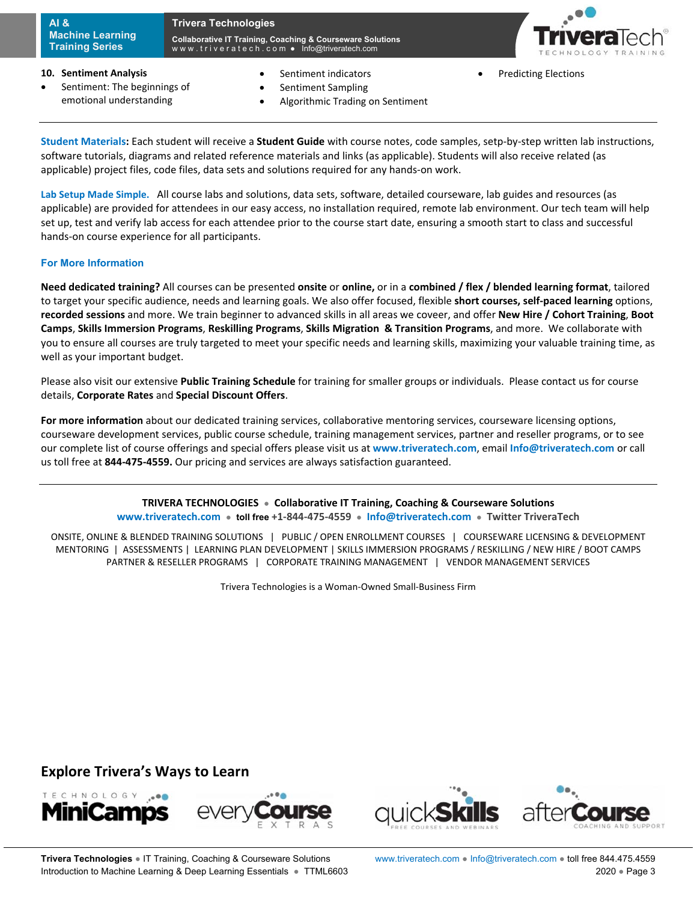**10. Sentiment Analysis**

- Sentiment: The beginnings of emotional understanding
- Sentiment indicators
- Sentiment Sampling
- Algorithmic Trading on Sentiment
- Predicting Elections

---

**Student Materials:** Each student will receive a **Student Guide** with course notes, code samples, setp-by-step written lab instructions, software tutorials, diagrams and related reference materials and links (as applicable). Students will also receive related (as applicable) project files, code files, data sets and solutions required for any hands-on work.

**Lab Setup Made Simple.** All course labs and solutions, data sets, software, detailed courseware, lab guides and resources (as applicable) are provided for attendees in our easy access, no installation required, remote lab environment. Our tech team will help set up, test and verify lab access for each attendee prior to the course start date, ensuring a smooth start to class and successful hands-on course experience for all participants.

### For More Information

**Need dedicated training?** All courses can be presented **onsite** or **online,** or in a **combined / flex / blended learning format**, tailored to target your specific audience, needs and learning goals. We also offer focused, flexible **short courses, self-paced learning** options, **recorded sessions** and more. We train beginner to advanced skills in all areas we coveer, and offer **New Hire / Cohort Training**, **Boot Camps**, **Skills Immersion Programs**, **Reskilling Programs**, **Skills Migration & Transition Programs**, and more. We collaborate with you to ensure all courses are truly targeted to meet your specific needs and learning skills, maximizing your valuable training time, as well as your important budget.

Please also visit our extensive **Public Training Schedule** for training for smaller groups or individuals. Please contact us for course details, **Corporate Rates** and **Special Discount Offers**.

**For more information** about our dedicated training services, collaborative mentoring services, courseware licensing options, courseware development services, public course schedule, training management services, partner and reseller programs, or to see our complete list of course offerings and special offers please visit us at **www.triveratech.com**, email **Info@triveratech.com** or call us toll free at **844-475-4559.** Our pricing and services are always satisfaction guaranteed.

---

**TRIVERA TECHNOLOGIES** • **Collaborative IT Training, Coaching & Courseware Solutions**
**www.triveratech.com** • **toll free +1-844-475-4559** • **Info@triveratech.com** • **Twitter TriveraTech**

ONSITE, ONLINE & BLENDED TRAINING SOLUTIONS | PUBLIC / OPEN ENROLLMENT COURSES | COURSEWARE LICENSING & DEVELOPMENT
MENTORING | ASSESSMENTS | LEARNING PLAN DEVELOPMENT | SKILLS IMMERSION PROGRAMS / RESKILLING / NEW HIRE / BOOT CAMPS
PARTNER & RESELLER PROGRAMS | CORPORATE TRAINING MANAGEMENT | VENDOR MANAGEMENT SERVICES

Trivera Technologies is a Woman-Owned Small-Business Firm

## Explore Trivera's Ways to Learn

TECHNOLOGY MiniCamps everyCourse EXTRAS quickSkills FREE COURSES AND WEBINARS afterCourse COACHING AND SUPPORT